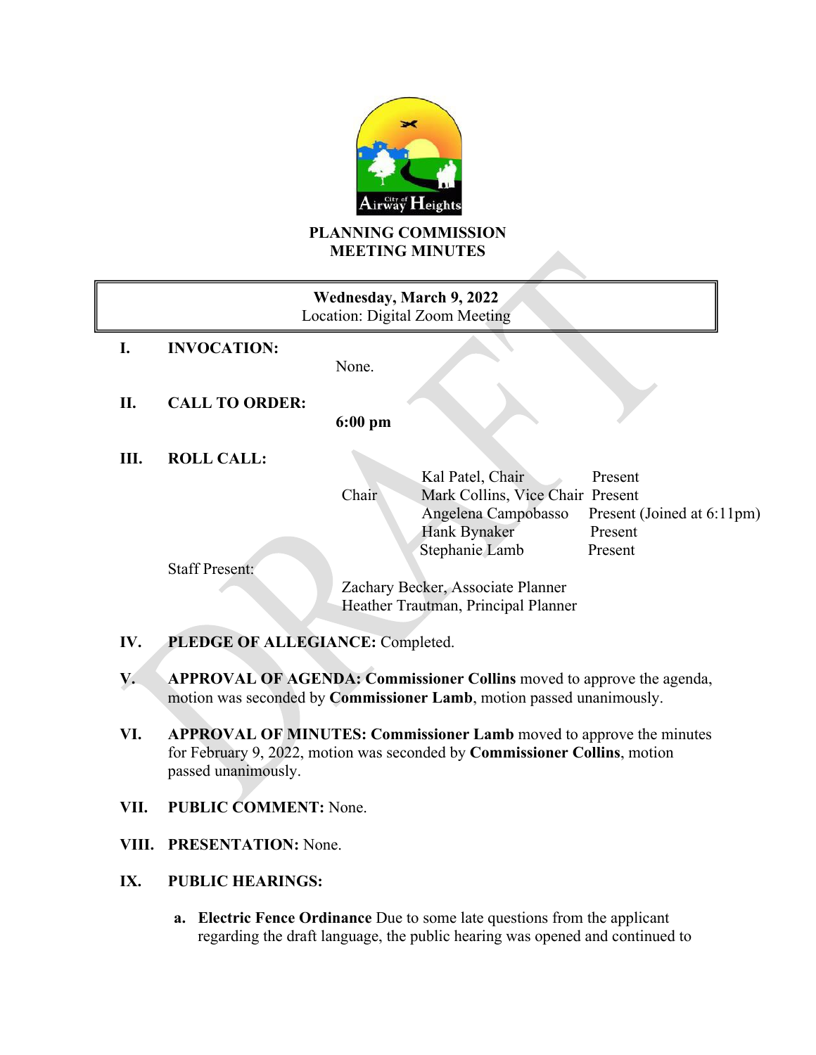# PLANNING COMMISSION
# MEETING MINUTES

**Wednesday, March 9, 2022**
Location: Digital Zoom Meeting

**I. INVOCATION:**

None.

**II. CALL TO ORDER:**

**6:00 pm**

**III. ROLL CALL:**

| | | |
|---|---|---|
| Chair | Kal Patel, Chair | Present |
| | Mark Collins, Vice Chair | Present |
| | Angelena Campobasso | Present (Joined at 6:11pm) |
| | Hank Bynaker | Present |
| | Stephanie Lamb | Present |

Staff Present:

Zachary Becker, Associate Planner
Heather Trautman, Principal Planner

**IV. PLEDGE OF ALLEGIANCE:** Completed.

**V. APPROVAL OF AGENDA: Commissioner Collins** moved to approve the agenda, motion was seconded by **Commissioner Lamb**, motion passed unanimously.

**VI. APPROVAL OF MINUTES: Commissioner Lamb** moved to approve the minutes for February 9, 2022, motion was seconded by **Commissioner Collins**, motion passed unanimously.

**VII. PUBLIC COMMENT:** None.

**VIII. PRESENTATION:** None.

**IX. PUBLIC HEARINGS:**

**a. Electric Fence Ordinance** Due to some late questions from the applicant regarding the draft language, the public hearing was opened and continued to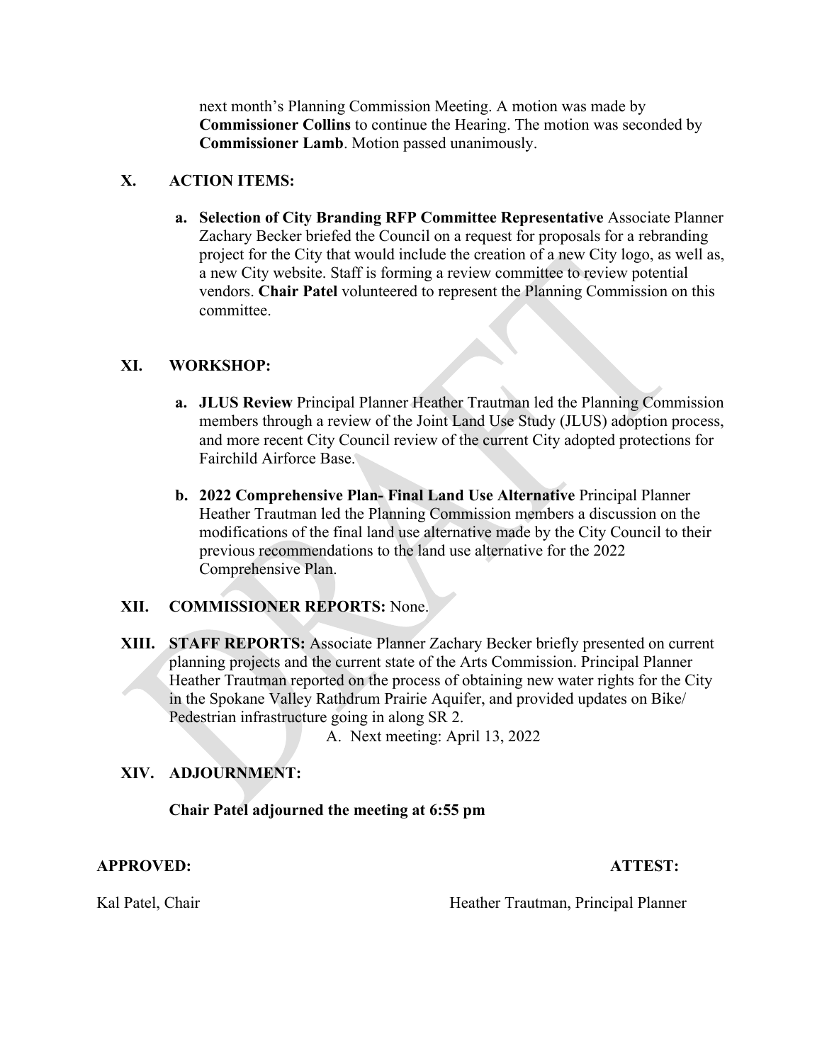next month's Planning Commission Meeting. A motion was made by **Commissioner Collins** to continue the Hearing. The motion was seconded by **Commissioner Lamb**. Motion passed unanimously.

## X. ACTION ITEMS:

a. **Selection of City Branding RFP Committee Representative** Associate Planner Zachary Becker briefed the Council on a request for proposals for a rebranding project for the City that would include the creation of a new City logo, as well as, a new City website. Staff is forming a review committee to review potential vendors. **Chair Patel** volunteered to represent the Planning Commission on this committee.

## XI. WORKSHOP:

a. **JLUS Review** Principal Planner Heather Trautman led the Planning Commission members through a review of the Joint Land Use Study (JLUS) adoption process, and more recent City Council review of the current City adopted protections for Fairchild Airforce Base.

b. **2022 Comprehensive Plan- Final Land Use Alternative** Principal Planner Heather Trautman led the Planning Commission members a discussion on the modifications of the final land use alternative made by the City Council to their previous recommendations to the land use alternative for the 2022 Comprehensive Plan.

## XII. COMMISSIONER REPORTS: None.

## XIII. STAFF REPORTS:

Associate Planner Zachary Becker briefly presented on current planning projects and the current state of the Arts Commission. Principal Planner Heather Trautman reported on the process of obtaining new water rights for the City in the Spokane Valley Rathdrum Prairie Aquifer, and provided updates on Bike/ Pedestrian infrastructure going in along SR 2.

A. Next meeting: April 13, 2022

## XIV. ADJOURNMENT:

**Chair Patel adjourned the meeting at 6:55 pm**

**APPROVED:**

Kal Patel, Chair

**ATTEST:**

Heather Trautman, Principal Planner